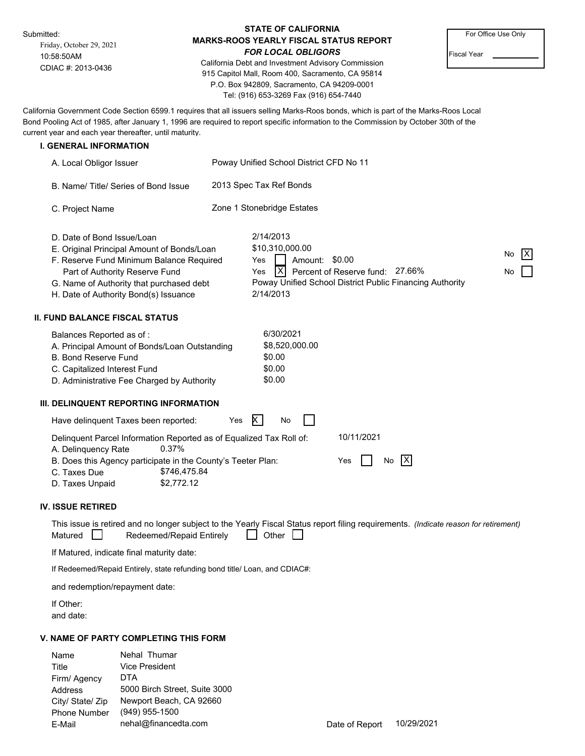Submitted:
Friday, October 29, 2021
10:58:50AM
CDIAC #: 2013-0436

**STATE OF CALIFORNIA**
**MARKS-ROOS YEARLY FISCAL STATUS REPORT**
***FOR LOCAL OBLIGORS***
California Debt and Investment Advisory Commission
915 Capitol Mall, Room 400, Sacramento, CA 95814
P.O. Box 942809, Sacramento, CA 94209-0001
Tel: (916) 653-3269 Fax (916) 654-7440

For Office Use Only
Fiscal Year ____________

California Government Code Section 6599.1 requires that all issuers selling Marks-Roos bonds, which is part of the Marks-Roos Local Bond Pooling Act of 1985, after January 1, 1996 are required to report specific information to the Commission by October 30th of the current year and each year thereafter, until maturity.

### I. GENERAL INFORMATION

A. Local Obligor Issuer: Poway Unified School District CFD No 11

B. Name/ Title/ Series of Bond Issue: 2013 Spec Tax Ref Bonds

C. Project Name: Zone 1 Stonebridge Estates

D. Date of Bond Issue/Loan: 2/14/2013

E. Original Principal Amount of Bonds/Loan: $10,310,000.00

F. Reserve Fund Minimum Balance Required: Yes [ ] Amount: $0.00 No [X]

Part of Authority Reserve Fund: Yes [X] Percent of Reserve fund: 27.66% No [ ]

G. Name of Authority that purchased debt: Poway Unified School District Public Financing Authority

H. Date of Authority Bond(s) Issuance: 2/14/2013

### II. FUND BALANCE FISCAL STATUS

Balances Reported as of : 6/30/2021

A. Principal Amount of Bonds/Loan Outstanding: $8,520,000.00

B. Bond Reserve Fund: $0.00

C. Capitalized Interest Fund: $0.00

D. Administrative Fee Charged by Authority: $0.00

### III. DELINQUENT REPORTING INFORMATION

Have delinquent Taxes been reported: Yes [X] No [ ]

Delinquent Parcel Information Reported as of Equalized Tax Roll of: 10/11/2021

A. Delinquency Rate: 0.37%

B. Does this Agency participate in the County's Teeter Plan: Yes [ ] No [X]

C. Taxes Due: $746,475.84

D. Taxes Unpaid: $2,772.12

### IV. ISSUE RETIRED

This issue is retired and no longer subject to the Yearly Fiscal Status report filing requirements. *(Indicate reason for retirement)*

Matured [ ] Redeemed/Repaid Entirely [ ] Other [ ]

If Matured, indicate final maturity date:

If Redeemed/Repaid Entirely, state refunding bond title/ Loan, and CDIAC#:

and redemption/repayment date:

If Other:
and date:

### V. NAME OF PARTY COMPLETING THIS FORM

Name: Nehal Thumar
Title: Vice President
Firm/ Agency: DTA
Address: 5000 Birch Street, Suite 3000
City/ State/ Zip: Newport Beach, CA 92660
Phone Number: (949) 955-1500
E-Mail: nehal@financedta.com

Date of Report: 10/29/2021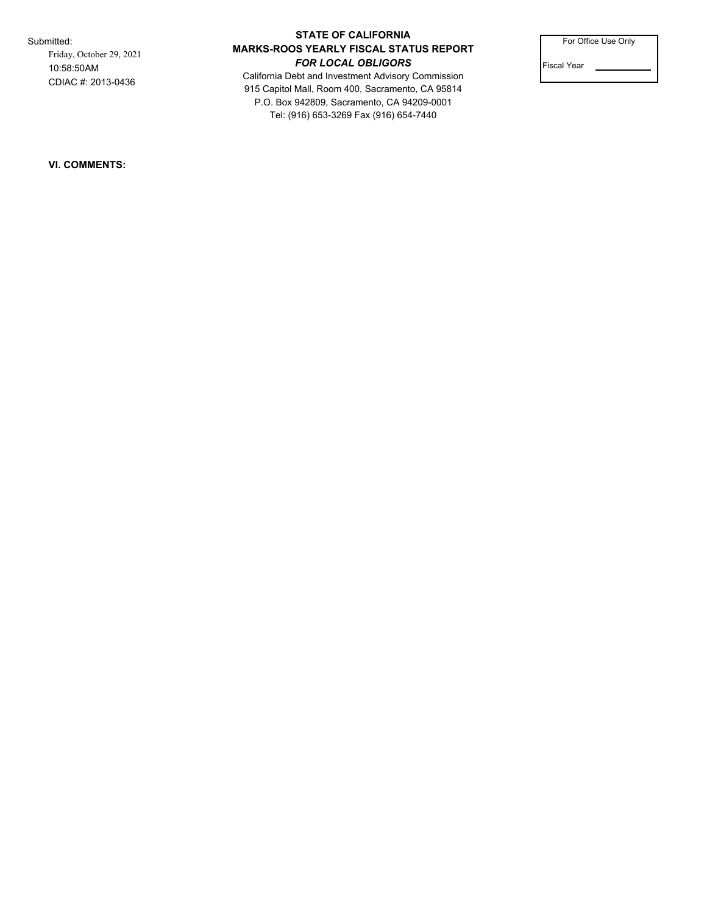Submitted:
Friday, October 29, 2021
10:58:50AM
CDIAC #: 2013-0436

**STATE OF CALIFORNIA**
**MARKS-ROOS YEARLY FISCAL STATUS REPORT**
***FOR LOCAL OBLIGORS***
California Debt and Investment Advisory Commission
915 Capitol Mall, Room 400, Sacramento, CA 95814
P.O. Box 942809, Sacramento, CA 94209-0001
Tel: (916) 653-3269 Fax (916) 654-7440

For Office Use Only

Fiscal Year

**VI. COMMENTS:**